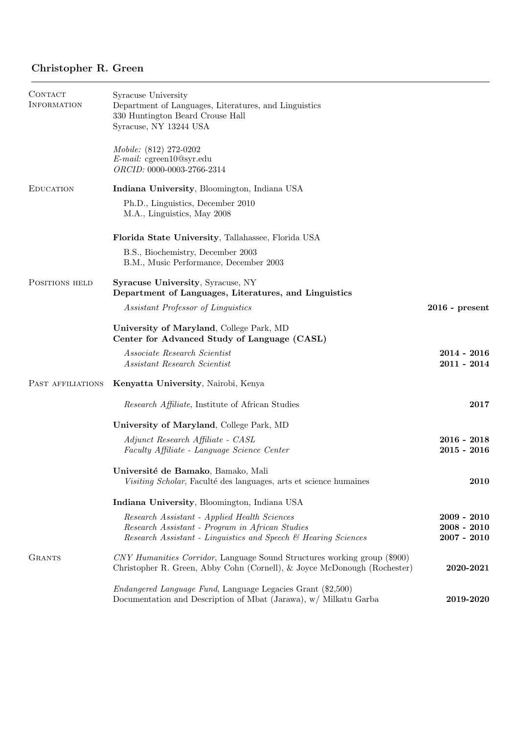# Christopher R. Green

## Contact Information

Syracuse University
Department of Languages, Literatures, and Linguistics
330 Huntington Beard Crouse Hall
Syracuse, NY 13244 USA

*Mobile:* (812) 272-0202
*E-mail:* cgreen10@syr.edu
*ORCID:* 0000-0003-2766-2314

## Education

**Indiana University**, Bloomington, Indiana USA

Ph.D., Linguistics, December 2010
M.A., Linguistics, May 2008

**Florida State University**, Tallahassee, Florida USA

B.S., Biochemistry, December 2003
B.M., Music Performance, December 2003

## Positions held

**Syracuse University**, Syracuse, NY
**Department of Languages, Literatures, and Linguistics**

*Assistant Professor of Linguistics* — **2016 - present**

**University of Maryland**, College Park, MD
**Center for Advanced Study of Language (CASL)**

*Associate Research Scientist* — **2014 - 2016**
*Assistant Research Scientist* — **2011 - 2014**

## Past affiliations

**Kenyatta University**, Nairobi, Kenya

*Research Affiliate*, Institute of African Studies — **2017**

**University of Maryland**, College Park, MD

*Adjunct Research Affiliate - CASL* — **2016 - 2018**
*Faculty Affiliate - Language Science Center* — **2015 - 2016**

**Université de Bamako**, Bamako, Mali
*Visiting Scholar*, Faculté des languages, arts et science humaines — **2010**

**Indiana University**, Bloomington, Indiana USA

*Research Assistant - Applied Health Sciences* — **2009 - 2010**
*Research Assistant - Program in African Studies* — **2008 - 2010**
*Research Assistant - Linguistics and Speech & Hearing Sciences* — **2007 - 2010**

## Grants

*CNY Humanities Corridor*, Language Sound Structures working group ($900)
Christopher R. Green, Abby Cohn (Cornell), & Joyce McDonough (Rochester) — **2020-2021**

*Endangered Language Fund*, Language Legacies Grant ($2,500)
Documentation and Description of Mbat (Jarawa), w/ Milkatu Garba — **2019-2020**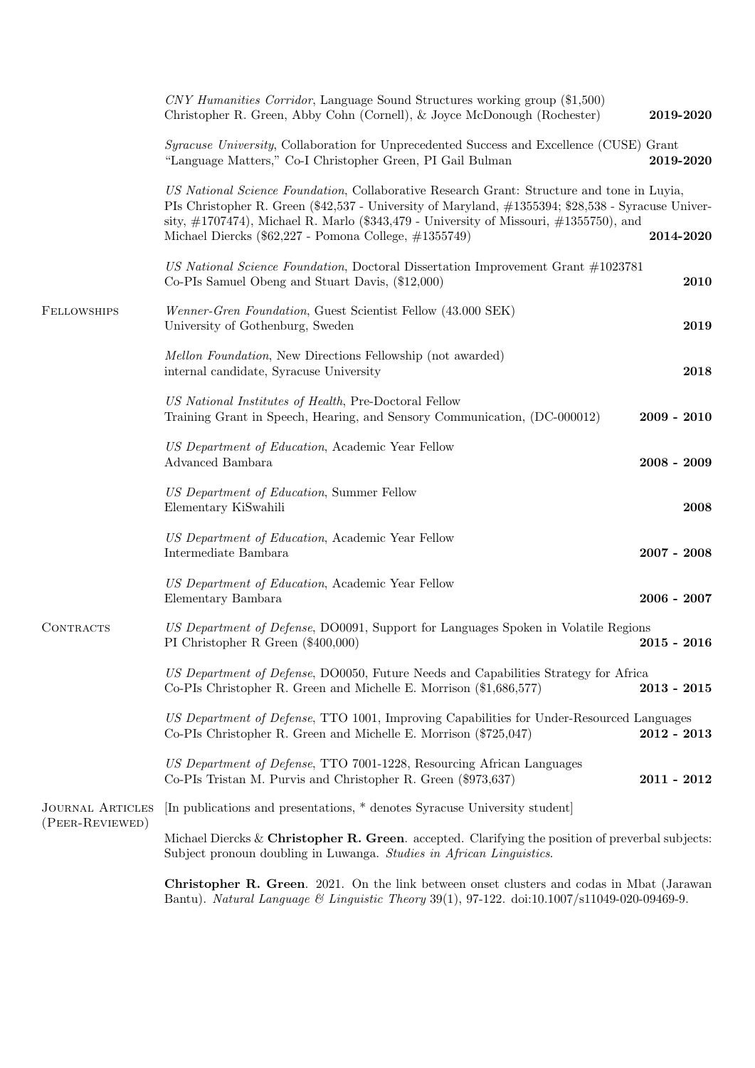*CNY Humanities Corridor*, Language Sound Structures working group ($1,500)
Christopher R. Green, Abby Cohn (Cornell), & Joyce McDonough (Rochester) **2019-2020**

*Syracuse University*, Collaboration for Unprecedented Success and Excellence (CUSE) Grant
"Language Matters," Co-I Christopher Green, PI Gail Bulman **2019-2020**

*US National Science Foundation*, Collaborative Research Grant: Structure and tone in Luyia,
PIs Christopher R. Green ($42,537 - University of Maryland, #1355394; $28,538 - Syracuse University, #1707474), Michael R. Marlo ($343,479 - University of Missouri, #1355750), and Michael Diercks ($62,227 - Pomona College, #1355749) **2014-2020**

*US National Science Foundation*, Doctoral Dissertation Improvement Grant #1023781
Co-PIs Samuel Obeng and Stuart Davis, ($12,000) **2010**

## Fellowships

*Wenner-Gren Foundation*, Guest Scientist Fellow (43.000 SEK)
University of Gothenburg, Sweden **2019**

*Mellon Foundation*, New Directions Fellowship (not awarded)
internal candidate, Syracuse University **2018**

*US National Institutes of Health*, Pre-Doctoral Fellow
Training Grant in Speech, Hearing, and Sensory Communication, (DC-000012) **2009 - 2010**

*US Department of Education*, Academic Year Fellow
Advanced Bambara **2008 - 2009**

*US Department of Education*, Summer Fellow
Elementary KiSwahili **2008**

*US Department of Education*, Academic Year Fellow
Intermediate Bambara **2007 - 2008**

*US Department of Education*, Academic Year Fellow
Elementary Bambara **2006 - 2007**

## Contracts

*US Department of Defense*, DO0091, Support for Languages Spoken in Volatile Regions
PI Christopher R Green ($400,000) **2015 - 2016**

*US Department of Defense*, DO0050, Future Needs and Capabilities Strategy for Africa
Co-PIs Christopher R. Green and Michelle E. Morrison ($1,686,577) **2013 - 2015**

*US Department of Defense*, TTO 1001, Improving Capabilities for Under-Resourced Languages
Co-PIs Christopher R. Green and Michelle E. Morrison ($725,047) **2012 - 2013**

*US Department of Defense*, TTO 7001-1228, Resourcing African Languages
Co-PIs Tristan M. Purvis and Christopher R. Green ($973,637) **2011 - 2012**

## Journal Articles (Peer-Reviewed)

[In publications and presentations, * denotes Syracuse University student]

Michael Diercks & **Christopher R. Green**. accepted. Clarifying the position of preverbal subjects: Subject pronoun doubling in Luwanga. *Studies in African Linguistics*.

**Christopher R. Green**. 2021. On the link between onset clusters and codas in Mbat (Jarawan Bantu). *Natural Language & Linguistic Theory* 39(1), 97-122. doi:10.1007/s11049-020-09469-9.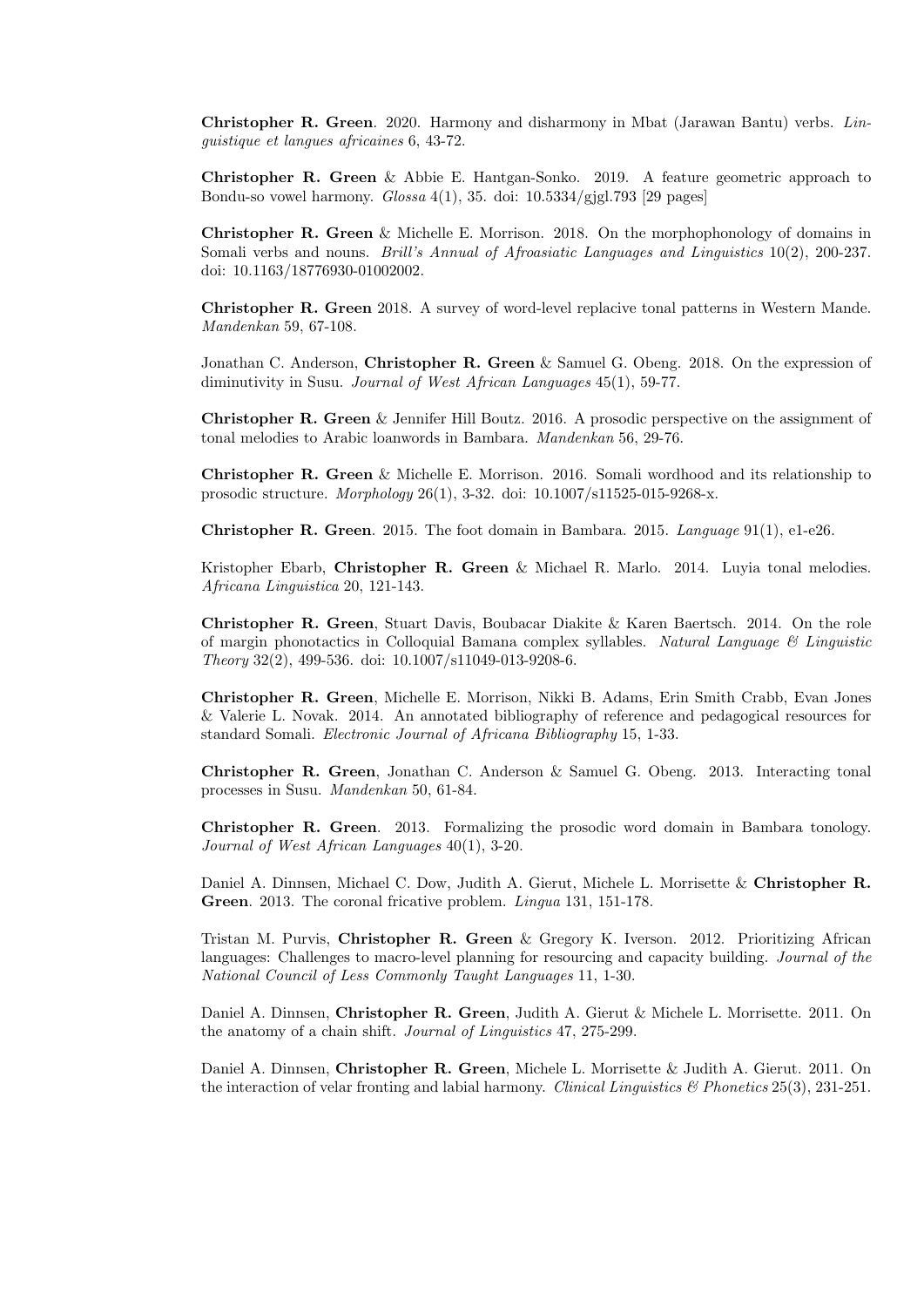**Christopher R. Green**. 2020. Harmony and disharmony in Mbat (Jarawan Bantu) verbs. *Linguistique et langues africaines* 6, 43-72.

**Christopher R. Green** & Abbie E. Hantgan-Sonko. 2019. A feature geometric approach to Bondu-so vowel harmony. *Glossa* 4(1), 35. doi: 10.5334/gjgl.793 [29 pages]

**Christopher R. Green** & Michelle E. Morrison. 2018. On the morphophonology of domains in Somali verbs and nouns. *Brill's Annual of Afroasiatic Languages and Linguistics* 10(2), 200-237. doi: 10.1163/18776930-01002002.

**Christopher R. Green** 2018. A survey of word-level replacive tonal patterns in Western Mande. *Mandenkan* 59, 67-108.

Jonathan C. Anderson, **Christopher R. Green** & Samuel G. Obeng. 2018. On the expression of diminutivity in Susu. *Journal of West African Languages* 45(1), 59-77.

**Christopher R. Green** & Jennifer Hill Boutz. 2016. A prosodic perspective on the assignment of tonal melodies to Arabic loanwords in Bambara. *Mandenkan* 56, 29-76.

**Christopher R. Green** & Michelle E. Morrison. 2016. Somali wordhood and its relationship to prosodic structure. *Morphology* 26(1), 3-32. doi: 10.1007/s11525-015-9268-x.

**Christopher R. Green**. 2015. The foot domain in Bambara. 2015. *Language* 91(1), e1-e26.

Kristopher Ebarb, **Christopher R. Green** & Michael R. Marlo. 2014. Luyia tonal melodies. *Africana Linguistica* 20, 121-143.

**Christopher R. Green**, Stuart Davis, Boubacar Diakite & Karen Baertsch. 2014. On the role of margin phonotactics in Colloquial Bamana complex syllables. *Natural Language & Linguistic Theory* 32(2), 499-536. doi: 10.1007/s11049-013-9208-6.

**Christopher R. Green**, Michelle E. Morrison, Nikki B. Adams, Erin Smith Crabb, Evan Jones & Valerie L. Novak. 2014. An annotated bibliography of reference and pedagogical resources for standard Somali. *Electronic Journal of Africana Bibliography* 15, 1-33.

**Christopher R. Green**, Jonathan C. Anderson & Samuel G. Obeng. 2013. Interacting tonal processes in Susu. *Mandenkan* 50, 61-84.

**Christopher R. Green**. 2013. Formalizing the prosodic word domain in Bambara tonology. *Journal of West African Languages* 40(1), 3-20.

Daniel A. Dinnsen, Michael C. Dow, Judith A. Gierut, Michele L. Morrisette & **Christopher R. Green**. 2013. The coronal fricative problem. *Lingua* 131, 151-178.

Tristan M. Purvis, **Christopher R. Green** & Gregory K. Iverson. 2012. Prioritizing African languages: Challenges to macro-level planning for resourcing and capacity building. *Journal of the National Council of Less Commonly Taught Languages* 11, 1-30.

Daniel A. Dinnsen, **Christopher R. Green**, Judith A. Gierut & Michele L. Morrisette. 2011. On the anatomy of a chain shift. *Journal of Linguistics* 47, 275-299.

Daniel A. Dinnsen, **Christopher R. Green**, Michele L. Morrisette & Judith A. Gierut. 2011. On the interaction of velar fronting and labial harmony. *Clinical Linguistics & Phonetics* 25(3), 231-251.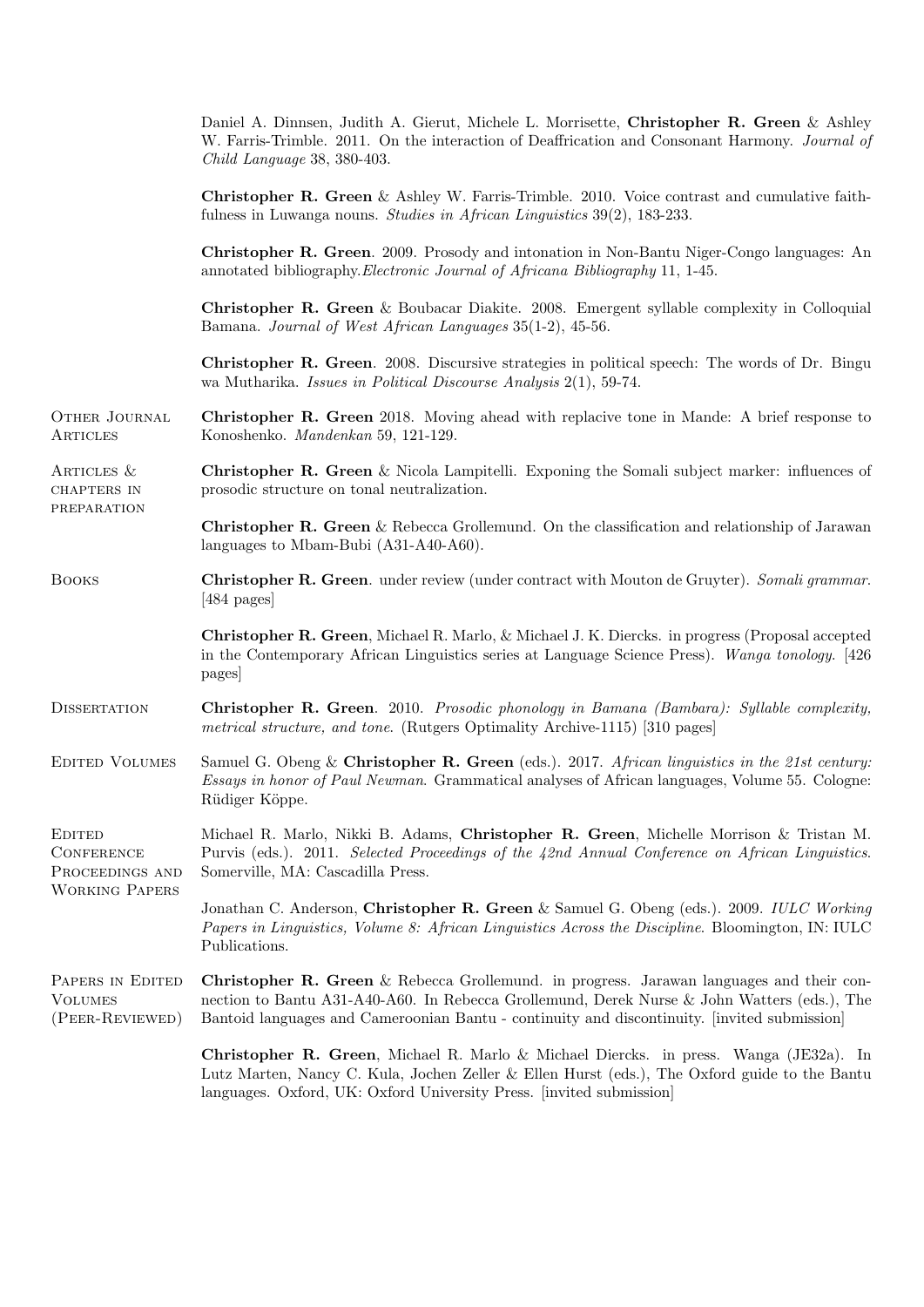Daniel A. Dinnsen, Judith A. Gierut, Michele L. Morrisette, **Christopher R. Green** & Ashley W. Farris-Trimble. 2011. On the interaction of Deaffrication and Consonant Harmony. *Journal of Child Language* 38, 380-403.

**Christopher R. Green** & Ashley W. Farris-Trimble. 2010. Voice contrast and cumulative faithfulness in Luwanga nouns. *Studies in African Linguistics* 39(2), 183-233.

**Christopher R. Green**. 2009. Prosody and intonation in Non-Bantu Niger-Congo languages: An annotated bibliography.*Electronic Journal of Africana Bibliography* 11, 1-45.

**Christopher R. Green** & Boubacar Diakite. 2008. Emergent syllable complexity in Colloquial Bamana. *Journal of West African Languages* 35(1-2), 45-56.

**Christopher R. Green**. 2008. Discursive strategies in political speech: The words of Dr. Bingu wa Mutharika. *Issues in Political Discourse Analysis* 2(1), 59-74.

## Other Journal Articles

**Christopher R. Green** 2018. Moving ahead with replacive tone in Mande: A brief response to Konoshenko. *Mandenkan* 59, 121-129.

## Articles & chapters in preparation

**Christopher R. Green** & Nicola Lampitelli. Exponing the Somali subject marker: influences of prosodic structure on tonal neutralization.

**Christopher R. Green** & Rebecca Grollemund. On the classification and relationship of Jarawan languages to Mbam-Bubi (A31-A40-A60).

## Books

**Christopher R. Green**. under review (under contract with Mouton de Gruyter). *Somali grammar*. [484 pages]

**Christopher R. Green**, Michael R. Marlo, & Michael J. K. Diercks. in progress (Proposal accepted in the Contemporary African Linguistics series at Language Science Press). *Wanga tonology*. [426 pages]

## Dissertation

**Christopher R. Green**. 2010. *Prosodic phonology in Bamana (Bambara): Syllable complexity, metrical structure, and tone*. (Rutgers Optimality Archive-1115) [310 pages]

## Edited Volumes

Samuel G. Obeng & **Christopher R. Green** (eds.). 2017. *African linguistics in the 21st century: Essays in honor of Paul Newman*. Grammatical analyses of African languages, Volume 55. Cologne: Rüdiger Köppe.

## Edited Conference Proceedings and Working Papers

Michael R. Marlo, Nikki B. Adams, **Christopher R. Green**, Michelle Morrison & Tristan M. Purvis (eds.). 2011. *Selected Proceedings of the 42nd Annual Conference on African Linguistics*. Somerville, MA: Cascadilla Press.

Jonathan C. Anderson, **Christopher R. Green** & Samuel G. Obeng (eds.). 2009. *IULC Working Papers in Linguistics, Volume 8: African Linguistics Across the Discipline*. Bloomington, IN: IULC Publications.

## Papers in Edited Volumes (Peer-Reviewed)

**Christopher R. Green** & Rebecca Grollemund. in progress. Jarawan languages and their connection to Bantu A31-A40-A60. In Rebecca Grollemund, Derek Nurse & John Watters (eds.), The Bantoid languages and Cameroonian Bantu - continuity and discontinuity. [invited submission]

**Christopher R. Green**, Michael R. Marlo & Michael Diercks. in press. Wanga (JE32a). In Lutz Marten, Nancy C. Kula, Jochen Zeller & Ellen Hurst (eds.), The Oxford guide to the Bantu languages. Oxford, UK: Oxford University Press. [invited submission]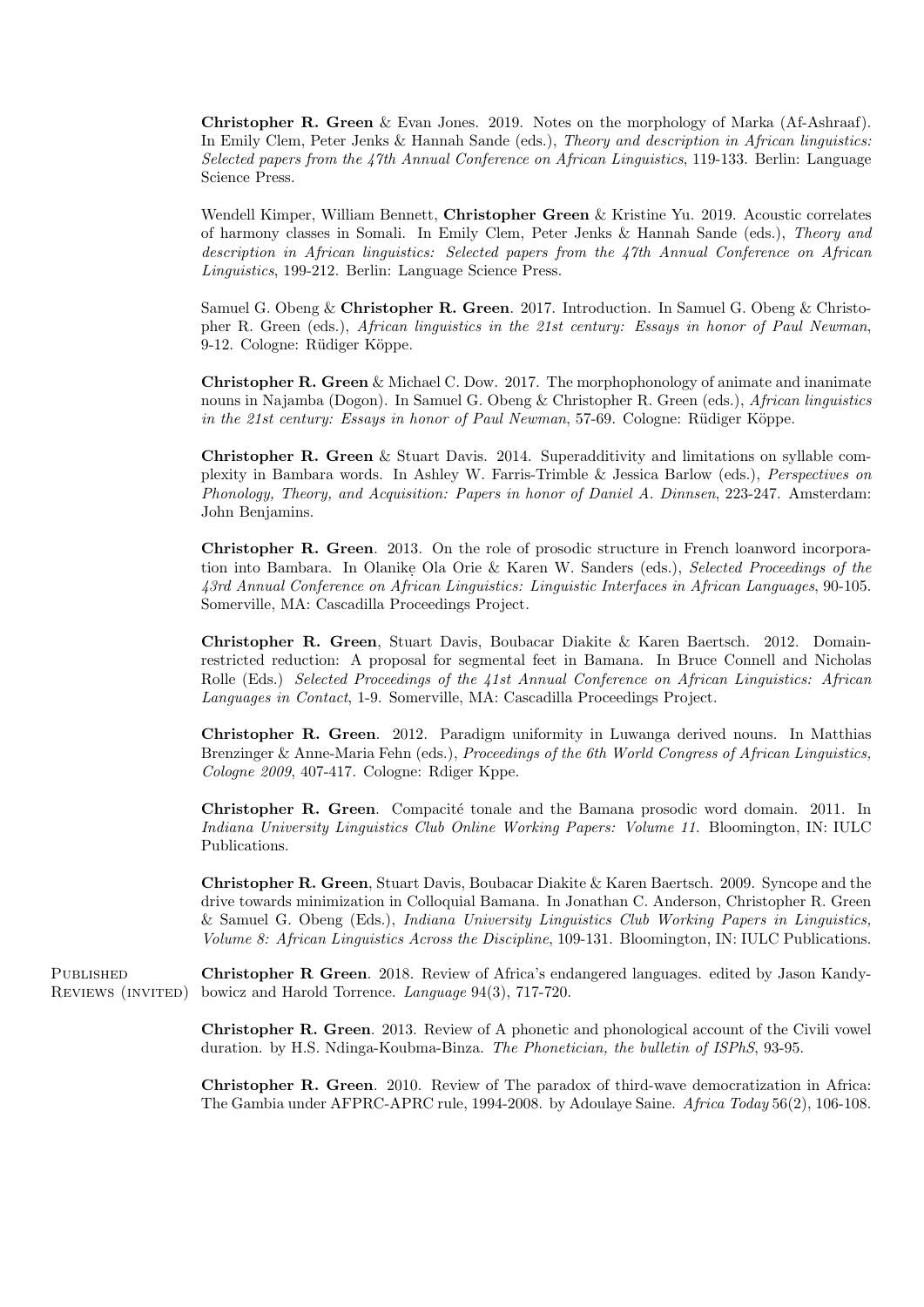**Christopher R. Green** & Evan Jones. 2019. Notes on the morphology of Marka (Af-Ashraaf). In Emily Clem, Peter Jenks & Hannah Sande (eds.), *Theory and description in African linguistics: Selected papers from the 47th Annual Conference on African Linguistics*, 119-133. Berlin: Language Science Press.

Wendell Kimper, William Bennett, **Christopher Green** & Kristine Yu. 2019. Acoustic correlates of harmony classes in Somali. In Emily Clem, Peter Jenks & Hannah Sande (eds.), *Theory and description in African linguistics: Selected papers from the 47th Annual Conference on African Linguistics*, 199-212. Berlin: Language Science Press.

Samuel G. Obeng & **Christopher R. Green**. 2017. Introduction. In Samuel G. Obeng & Christopher R. Green (eds.), *African linguistics in the 21st century: Essays in honor of Paul Newman*, 9-12. Cologne: Rüdiger Köppe.

**Christopher R. Green** & Michael C. Dow. 2017. The morphophonology of animate and inanimate nouns in Najamba (Dogon). In Samuel G. Obeng & Christopher R. Green (eds.), *African linguistics in the 21st century: Essays in honor of Paul Newman*, 57-69. Cologne: Rüdiger Köppe.

**Christopher R. Green** & Stuart Davis. 2014. Superadditivity and limitations on syllable complexity in Bambara words. In Ashley W. Farris-Trimble & Jessica Barlow (eds.), *Perspectives on Phonology, Theory, and Acquisition: Papers in honor of Daniel A. Dinnsen*, 223-247. Amsterdam: John Benjamins.

**Christopher R. Green**. 2013. On the role of prosodic structure in French loanword incorporation into Bambara. In Olanikẹ Ola Orie & Karen W. Sanders (eds.), *Selected Proceedings of the 43rd Annual Conference on African Linguistics: Linguistic Interfaces in African Languages*, 90-105. Somerville, MA: Cascadilla Proceedings Project.

**Christopher R. Green**, Stuart Davis, Boubacar Diakite & Karen Baertsch. 2012. Domain-restricted reduction: A proposal for segmental feet in Bamana. In Bruce Connell and Nicholas Rolle (Eds.) *Selected Proceedings of the 41st Annual Conference on African Linguistics: African Languages in Contact*, 1-9. Somerville, MA: Cascadilla Proceedings Project.

**Christopher R. Green**. 2012. Paradigm uniformity in Luwanga derived nouns. In Matthias Brenzinger & Anne-Maria Fehn (eds.), *Proceedings of the 6th World Congress of African Linguistics, Cologne 2009*, 407-417. Cologne: Rdiger Kppe.

**Christopher R. Green**. Compacité tonale and the Bamana prosodic word domain. 2011. In *Indiana University Linguistics Club Online Working Papers: Volume 11*. Bloomington, IN: IULC Publications.

**Christopher R. Green**, Stuart Davis, Boubacar Diakite & Karen Baertsch. 2009. Syncope and the drive towards minimization in Colloquial Bamana. In Jonathan C. Anderson, Christopher R. Green & Samuel G. Obeng (Eds.), *Indiana University Linguistics Club Working Papers in Linguistics, Volume 8: African Linguistics Across the Discipline*, 109-131. Bloomington, IN: IULC Publications.

## Published Reviews (invited)

**Christopher R Green**. 2018. Review of Africa's endangered languages. edited by Jason Kandybowicz and Harold Torrence. *Language* 94(3), 717-720.

**Christopher R. Green**. 2013. Review of A phonetic and phonological account of the Civili vowel duration. by H.S. Ndinga-Koubma-Binza. *The Phonetician, the bulletin of ISPhS*, 93-95.

**Christopher R. Green**. 2010. Review of The paradox of third-wave democratization in Africa: The Gambia under AFPRC-APRC rule, 1994-2008. by Adoulaye Saine. *Africa Today* 56(2), 106-108.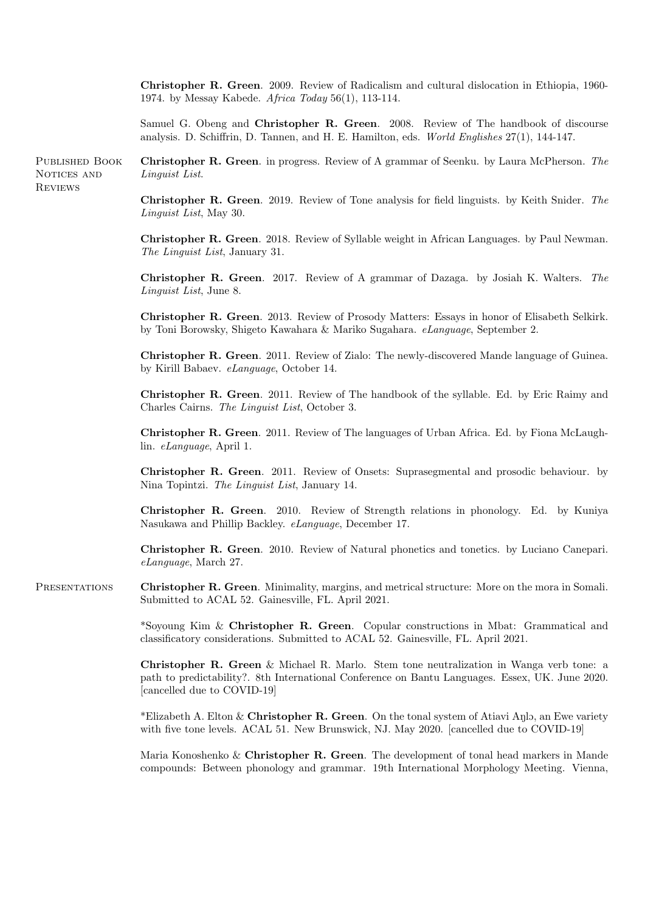**Christopher R. Green**. 2009. Review of Radicalism and cultural dislocation in Ethiopia, 1960-1974. by Messay Kabede. *Africa Today* 56(1), 113-114.

Samuel G. Obeng and **Christopher R. Green**. 2008. Review of The handbook of discourse analysis. D. Schiffrin, D. Tannen, and H. E. Hamilton, eds. *World Englishes* 27(1), 144-147.

## Published Book Notices and Reviews

**Christopher R. Green**. in progress. Review of A grammar of Seenku. by Laura McPherson. *The Linguist List*.

**Christopher R. Green**. 2019. Review of Tone analysis for field linguists. by Keith Snider. *The Linguist List*, May 30.

**Christopher R. Green**. 2018. Review of Syllable weight in African Languages. by Paul Newman. *The Linguist List*, January 31.

**Christopher R. Green**. 2017. Review of A grammar of Dazaga. by Josiah K. Walters. *The Linguist List*, June 8.

**Christopher R. Green**. 2013. Review of Prosody Matters: Essays in honor of Elisabeth Selkirk. by Toni Borowsky, Shigeto Kawahara & Mariko Sugahara. *eLanguage*, September 2.

**Christopher R. Green**. 2011. Review of Zialo: The newly-discovered Mande language of Guinea. by Kirill Babaev. *eLanguage*, October 14.

**Christopher R. Green**. 2011. Review of The handbook of the syllable. Ed. by Eric Raimy and Charles Cairns. *The Linguist List*, October 3.

**Christopher R. Green**. 2011. Review of The languages of Urban Africa. Ed. by Fiona McLaughlin. *eLanguage*, April 1.

**Christopher R. Green**. 2011. Review of Onsets: Suprasegmental and prosodic behaviour. by Nina Topintzi. *The Linguist List*, January 14.

**Christopher R. Green**. 2010. Review of Strength relations in phonology. Ed. by Kuniya Nasukawa and Phillip Backley. *eLanguage*, December 17.

**Christopher R. Green**. 2010. Review of Natural phonetics and tonetics. by Luciano Canepari. *eLanguage*, March 27.

## Presentations

**Christopher R. Green**. Minimality, margins, and metrical structure: More on the mora in Somali. Submitted to ACAL 52. Gainesville, FL. April 2021.

*Soyoung Kim & **Christopher R. Green**. Copular constructions in Mbat: Grammatical and classificatory considerations. Submitted to ACAL 52. Gainesville, FL. April 2021.

**Christopher R. Green** & Michael R. Marlo. Stem tone neutralization in Wanga verb tone: a path to predictability?. 8th International Conference on Bantu Languages. Essex, UK. June 2020. [cancelled due to COVID-19]

*Elizabeth A. Elton & **Christopher R. Green**. On the tonal system of Atiavi Aŋlɔ, an Ewe variety with five tone levels. ACAL 51. New Brunswick, NJ. May 2020. [cancelled due to COVID-19]

Maria Konoshenko & **Christopher R. Green**. The development of tonal head markers in Mande compounds: Between phonology and grammar. 19th International Morphology Meeting. Vienna,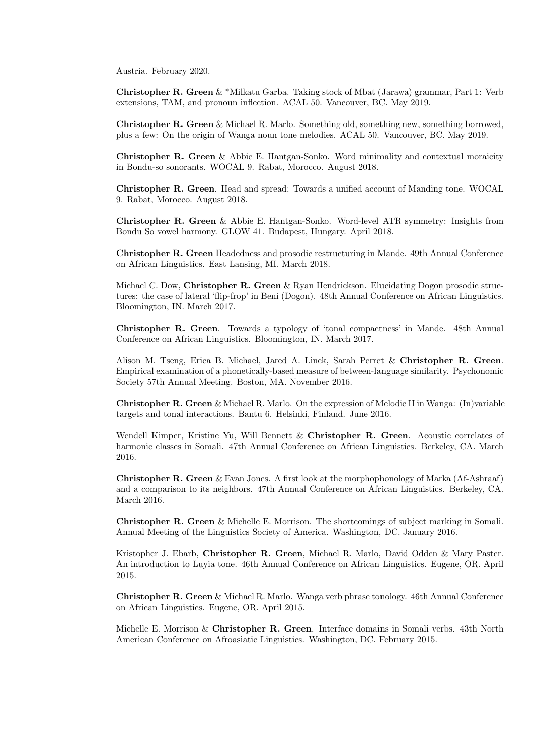Austria. February 2020.

**Christopher R. Green** & *Milkatu Garba. Taking stock of Mbat (Jarawa) grammar, Part 1: Verb extensions, TAM, and pronoun inflection. ACAL 50. Vancouver, BC. May 2019.

**Christopher R. Green** & Michael R. Marlo. Something old, something new, something borrowed, plus a few: On the origin of Wanga noun tone melodies. ACAL 50. Vancouver, BC. May 2019.

**Christopher R. Green** & Abbie E. Hantgan-Sonko. Word minimality and contextual moraicity in Bondu-so sonorants. WOCAL 9. Rabat, Morocco. August 2018.

**Christopher R. Green**. Head and spread: Towards a unified account of Manding tone. WOCAL 9. Rabat, Morocco. August 2018.

**Christopher R. Green** & Abbie E. Hantgan-Sonko. Word-level ATR symmetry: Insights from Bondu So vowel harmony. GLOW 41. Budapest, Hungary. April 2018.

**Christopher R. Green** Headedness and prosodic restructuring in Mande. 49th Annual Conference on African Linguistics. East Lansing, MI. March 2018.

Michael C. Dow, **Christopher R. Green** & Ryan Hendrickson. Elucidating Dogon prosodic structures: the case of lateral 'flip-frop' in Beni (Dogon). 48th Annual Conference on African Linguistics. Bloomington, IN. March 2017.

**Christopher R. Green**. Towards a typology of 'tonal compactness' in Mande. 48th Annual Conference on African Linguistics. Bloomington, IN. March 2017.

Alison M. Tseng, Erica B. Michael, Jared A. Linck, Sarah Perret & **Christopher R. Green**. Empirical examination of a phonetically-based measure of between-language similarity. Psychonomic Society 57th Annual Meeting. Boston, MA. November 2016.

**Christopher R. Green** & Michael R. Marlo. On the expression of Melodic H in Wanga: (In)variable targets and tonal interactions. Bantu 6. Helsinki, Finland. June 2016.

Wendell Kimper, Kristine Yu, Will Bennett & **Christopher R. Green**. Acoustic correlates of harmonic classes in Somali. 47th Annual Conference on African Linguistics. Berkeley, CA. March 2016.

**Christopher R. Green** & Evan Jones. A first look at the morphophonology of Marka (Af-Ashraaf) and a comparison to its neighbors. 47th Annual Conference on African Linguistics. Berkeley, CA. March 2016.

**Christopher R. Green** & Michelle E. Morrison. The shortcomings of subject marking in Somali. Annual Meeting of the Linguistics Society of America. Washington, DC. January 2016.

Kristopher J. Ebarb, **Christopher R. Green**, Michael R. Marlo, David Odden & Mary Paster. An introduction to Luyia tone. 46th Annual Conference on African Linguistics. Eugene, OR. April 2015.

**Christopher R. Green** & Michael R. Marlo. Wanga verb phrase tonology. 46th Annual Conference on African Linguistics. Eugene, OR. April 2015.

Michelle E. Morrison & **Christopher R. Green**. Interface domains in Somali verbs. 43th North American Conference on Afroasiatic Linguistics. Washington, DC. February 2015.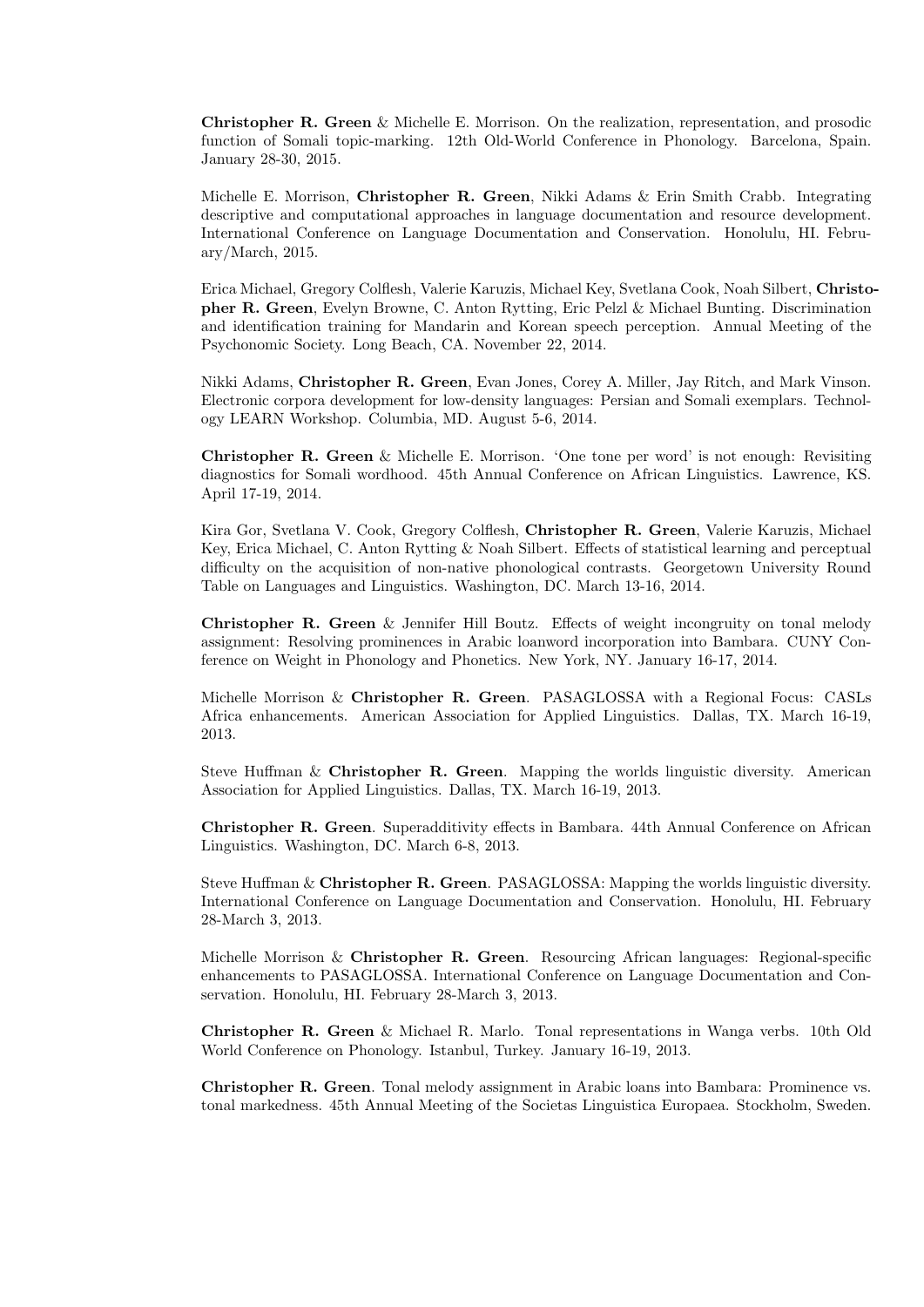**Christopher R. Green** & Michelle E. Morrison. On the realization, representation, and prosodic function of Somali topic-marking. 12th Old-World Conference in Phonology. Barcelona, Spain. January 28-30, 2015.

Michelle E. Morrison, **Christopher R. Green**, Nikki Adams & Erin Smith Crabb. Integrating descriptive and computational approaches in language documentation and resource development. International Conference on Language Documentation and Conservation. Honolulu, HI. February/March, 2015.

Erica Michael, Gregory Colflesh, Valerie Karuzis, Michael Key, Svetlana Cook, Noah Silbert, **Christopher R. Green**, Evelyn Browne, C. Anton Rytting, Eric Pelzl & Michael Bunting. Discrimination and identification training for Mandarin and Korean speech perception. Annual Meeting of the Psychonomic Society. Long Beach, CA. November 22, 2014.

Nikki Adams, **Christopher R. Green**, Evan Jones, Corey A. Miller, Jay Ritch, and Mark Vinson. Electronic corpora development for low-density languages: Persian and Somali exemplars. Technology LEARN Workshop. Columbia, MD. August 5-6, 2014.

**Christopher R. Green** & Michelle E. Morrison. 'One tone per word' is not enough: Revisiting diagnostics for Somali wordhood. 45th Annual Conference on African Linguistics. Lawrence, KS. April 17-19, 2014.

Kira Gor, Svetlana V. Cook, Gregory Colflesh, **Christopher R. Green**, Valerie Karuzis, Michael Key, Erica Michael, C. Anton Rytting & Noah Silbert. Effects of statistical learning and perceptual difficulty on the acquisition of non-native phonological contrasts. Georgetown University Round Table on Languages and Linguistics. Washington, DC. March 13-16, 2014.

**Christopher R. Green** & Jennifer Hill Boutz. Effects of weight incongruity on tonal melody assignment: Resolving prominences in Arabic loanword incorporation into Bambara. CUNY Conference on Weight in Phonology and Phonetics. New York, NY. January 16-17, 2014.

Michelle Morrison & **Christopher R. Green**. PASAGLOSSA with a Regional Focus: CASLs Africa enhancements. American Association for Applied Linguistics. Dallas, TX. March 16-19, 2013.

Steve Huffman & **Christopher R. Green**. Mapping the worlds linguistic diversity. American Association for Applied Linguistics. Dallas, TX. March 16-19, 2013.

**Christopher R. Green**. Superadditivity effects in Bambara. 44th Annual Conference on African Linguistics. Washington, DC. March 6-8, 2013.

Steve Huffman & **Christopher R. Green**. PASAGLOSSA: Mapping the worlds linguistic diversity. International Conference on Language Documentation and Conservation. Honolulu, HI. February 28-March 3, 2013.

Michelle Morrison & **Christopher R. Green**. Resourcing African languages: Regional-specific enhancements to PASAGLOSSA. International Conference on Language Documentation and Conservation. Honolulu, HI. February 28-March 3, 2013.

**Christopher R. Green** & Michael R. Marlo. Tonal representations in Wanga verbs. 10th Old World Conference on Phonology. Istanbul, Turkey. January 16-19, 2013.

**Christopher R. Green**. Tonal melody assignment in Arabic loans into Bambara: Prominence vs. tonal markedness. 45th Annual Meeting of the Societas Linguistica Europaea. Stockholm, Sweden.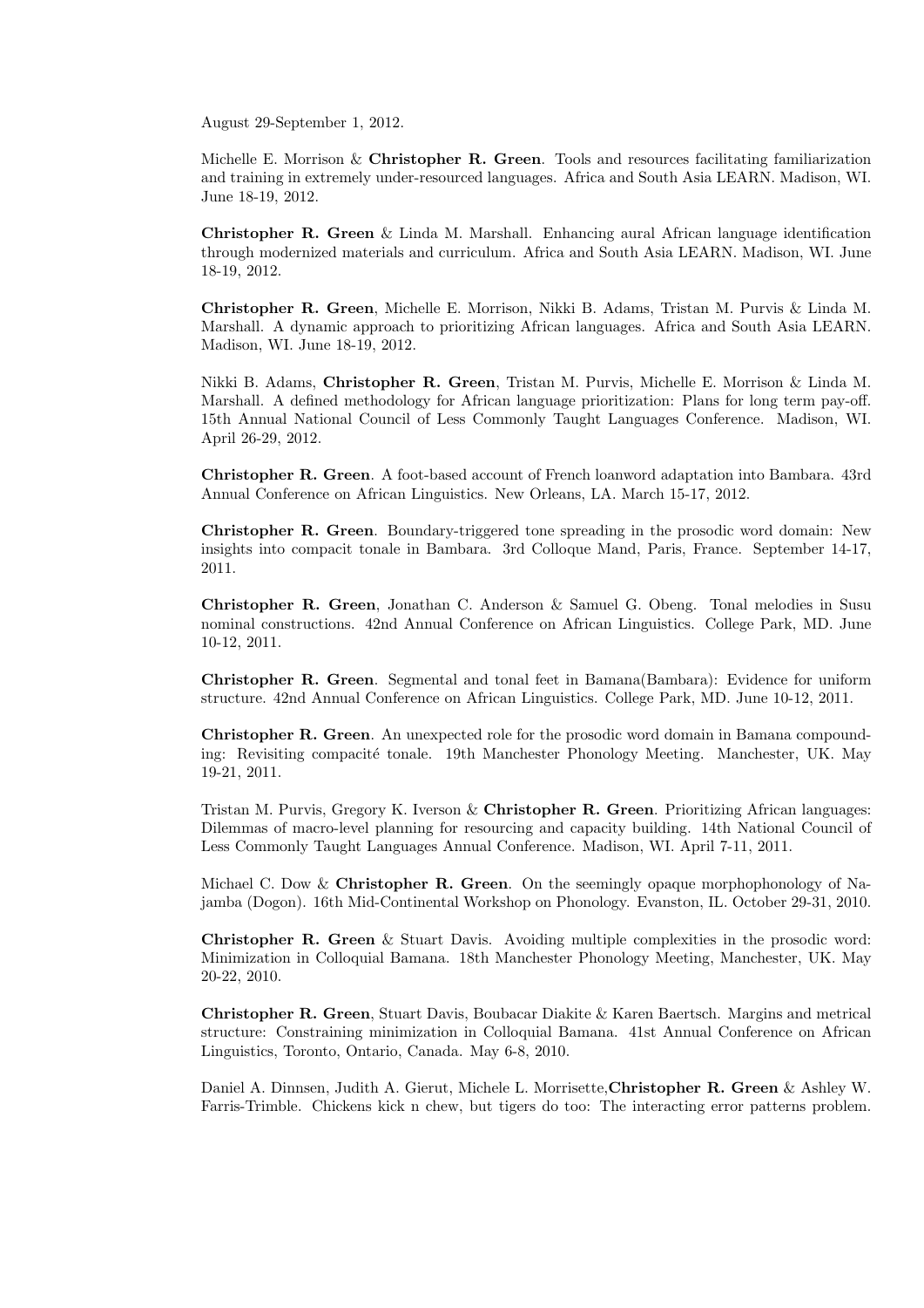August 29-September 1, 2012.

Michelle E. Morrison & **Christopher R. Green**. Tools and resources facilitating familiarization and training in extremely under-resourced languages. Africa and South Asia LEARN. Madison, WI. June 18-19, 2012.

**Christopher R. Green** & Linda M. Marshall. Enhancing aural African language identification through modernized materials and curriculum. Africa and South Asia LEARN. Madison, WI. June 18-19, 2012.

**Christopher R. Green**, Michelle E. Morrison, Nikki B. Adams, Tristan M. Purvis & Linda M. Marshall. A dynamic approach to prioritizing African languages. Africa and South Asia LEARN. Madison, WI. June 18-19, 2012.

Nikki B. Adams, **Christopher R. Green**, Tristan M. Purvis, Michelle E. Morrison & Linda M. Marshall. A defined methodology for African language prioritization: Plans for long term pay-off. 15th Annual National Council of Less Commonly Taught Languages Conference. Madison, WI. April 26-29, 2012.

**Christopher R. Green**. A foot-based account of French loanword adaptation into Bambara. 43rd Annual Conference on African Linguistics. New Orleans, LA. March 15-17, 2012.

**Christopher R. Green**. Boundary-triggered tone spreading in the prosodic word domain: New insights into compacit tonale in Bambara. 3rd Colloque Mand, Paris, France. September 14-17, 2011.

**Christopher R. Green**, Jonathan C. Anderson & Samuel G. Obeng. Tonal melodies in Susu nominal constructions. 42nd Annual Conference on African Linguistics. College Park, MD. June 10-12, 2011.

**Christopher R. Green**. Segmental and tonal feet in Bamana(Bambara): Evidence for uniform structure. 42nd Annual Conference on African Linguistics. College Park, MD. June 10-12, 2011.

**Christopher R. Green**. An unexpected role for the prosodic word domain in Bamana compounding: Revisiting compacité tonale. 19th Manchester Phonology Meeting. Manchester, UK. May 19-21, 2011.

Tristan M. Purvis, Gregory K. Iverson & **Christopher R. Green**. Prioritizing African languages: Dilemmas of macro-level planning for resourcing and capacity building. 14th National Council of Less Commonly Taught Languages Annual Conference. Madison, WI. April 7-11, 2011.

Michael C. Dow & **Christopher R. Green**. On the seemingly opaque morphophonology of Najamba (Dogon). 16th Mid-Continental Workshop on Phonology. Evanston, IL. October 29-31, 2010.

**Christopher R. Green** & Stuart Davis. Avoiding multiple complexities in the prosodic word: Minimization in Colloquial Bamana. 18th Manchester Phonology Meeting, Manchester, UK. May 20-22, 2010.

**Christopher R. Green**, Stuart Davis, Boubacar Diakite & Karen Baertsch. Margins and metrical structure: Constraining minimization in Colloquial Bamana. 41st Annual Conference on African Linguistics, Toronto, Ontario, Canada. May 6-8, 2010.

Daniel A. Dinnsen, Judith A. Gierut, Michele L. Morrisette, **Christopher R. Green** & Ashley W. Farris-Trimble. Chickens kick n chew, but tigers do too: The interacting error patterns problem.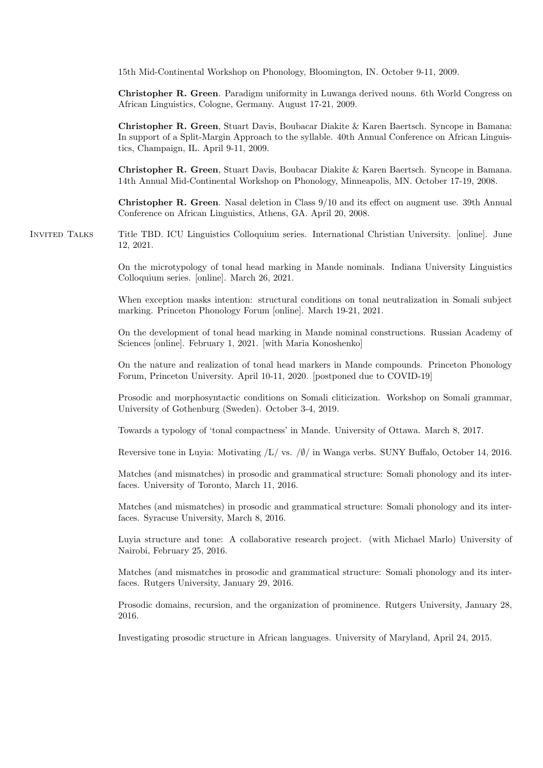15th Mid-Continental Workshop on Phonology, Bloomington, IN. October 9-11, 2009.

**Christopher R. Green**. Paradigm uniformity in Luwanga derived nouns. 6th World Congress on African Linguistics, Cologne, Germany. August 17-21, 2009.

**Christopher R. Green**, Stuart Davis, Boubacar Diakite & Karen Baertsch. Syncope in Bamana: In support of a Split-Margin Approach to the syllable. 40th Annual Conference on African Linguistics, Champaign, IL. April 9-11, 2009.

**Christopher R. Green**, Stuart Davis, Boubacar Diakite & Karen Baertsch. Syncope in Bamana. 14th Annual Mid-Continental Workshop on Phonology, Minneapolis, MN. October 17-19, 2008.

**Christopher R. Green**. Nasal deletion in Class 9/10 and its effect on augment use. 39th Annual Conference on African Linguistics, Athens, GA. April 20, 2008.

## Invited Talks

Title TBD. ICU Linguistics Colloquium series. International Christian University. [online]. June 12, 2021.

On the microtypology of tonal head marking in Mande nominals. Indiana University Linguistics Colloquium series. [online]. March 26, 2021.

When exception masks intention: structural conditions on tonal neutralization in Somali subject marking. Princeton Phonology Forum [online]. March 19-21, 2021.

On the development of tonal head marking in Mande nominal constructions. Russian Academy of Sciences [online]. February 1, 2021. [with Maria Konoshenko]

On the nature and realization of tonal head markers in Mande compounds. Princeton Phonology Forum, Princeton University. April 10-11, 2020. [postponed due to COVID-19]

Prosodic and morphosyntactic conditions on Somali cliticization. Workshop on Somali grammar, University of Gothenburg (Sweden). October 3-4, 2019.

Towards a typology of 'tonal compactness' in Mande. University of Ottawa. March 8, 2017.

Reversive tone in Luyia: Motivating /L/ vs. /∅/ in Wanga verbs. SUNY Buffalo, October 14, 2016.

Matches (and mismatches) in prosodic and grammatical structure: Somali phonology and its interfaces. University of Toronto, March 11, 2016.

Matches (and mismatches) in prosodic and grammatical structure: Somali phonology and its interfaces. Syracuse University, March 8, 2016.

Luyia structure and tone: A collaborative research project. (with Michael Marlo) University of Nairobi, February 25, 2016.

Matches (and mismatches in prosodic and grammatical structure: Somali phonology and its interfaces. Rutgers University, January 29, 2016.

Prosodic domains, recursion, and the organization of prominence. Rutgers University, January 28, 2016.

Investigating prosodic structure in African languages. University of Maryland, April 24, 2015.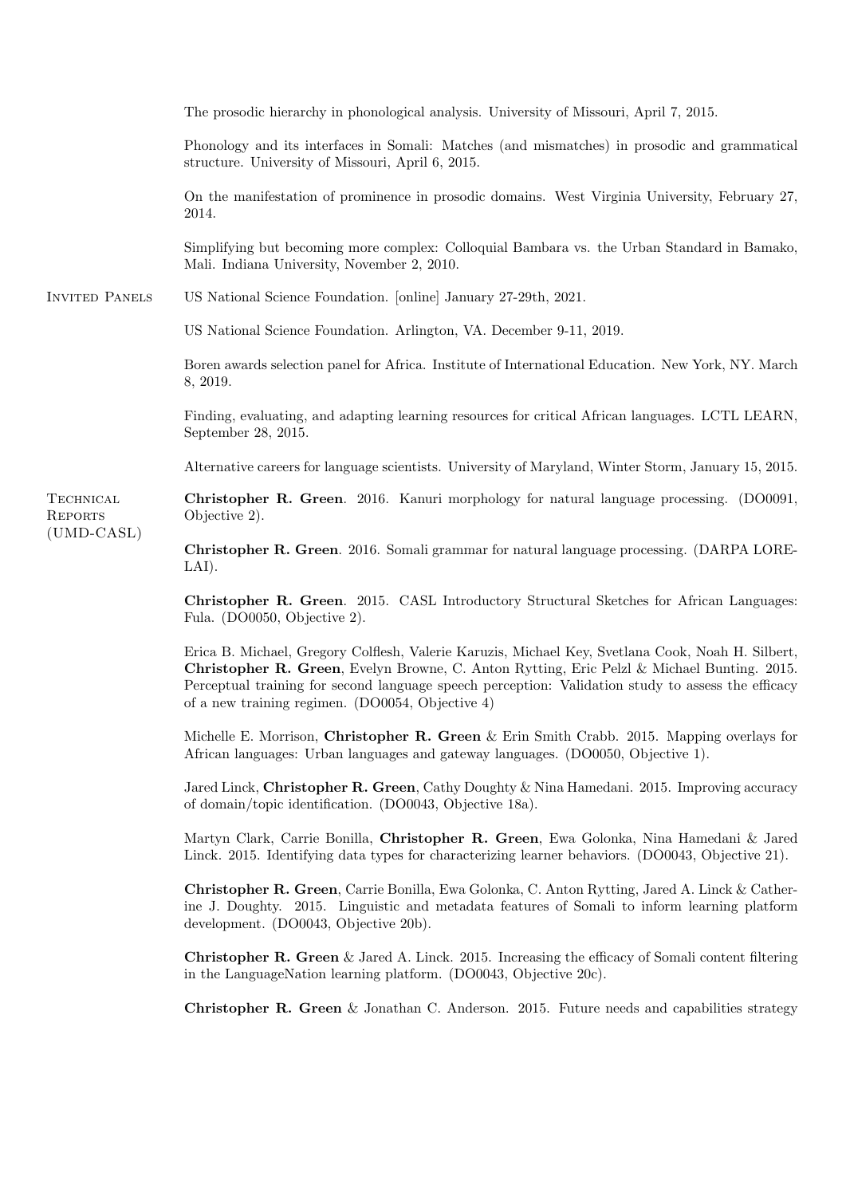The prosodic hierarchy in phonological analysis. University of Missouri, April 7, 2015.

Phonology and its interfaces in Somali: Matches (and mismatches) in prosodic and grammatical structure. University of Missouri, April 6, 2015.

On the manifestation of prominence in prosodic domains. West Virginia University, February 27, 2014.

Simplifying but becoming more complex: Colloquial Bambara vs. the Urban Standard in Bamako, Mali. Indiana University, November 2, 2010.

## Invited Panels

US National Science Foundation. [online] January 27-29th, 2021.

US National Science Foundation. Arlington, VA. December 9-11, 2019.

Boren awards selection panel for Africa. Institute of International Education. New York, NY. March 8, 2019.

Finding, evaluating, and adapting learning resources for critical African languages. LCTL LEARN, September 28, 2015.

Alternative careers for language scientists. University of Maryland, Winter Storm, January 15, 2015.

## Technical Reports (UMD-CASL)

**Christopher R. Green**. 2016. Kanuri morphology for natural language processing. (DO0091, Objective 2).

**Christopher R. Green**. 2016. Somali grammar for natural language processing. (DARPA LORELAI).

**Christopher R. Green**. 2015. CASL Introductory Structural Sketches for African Languages: Fula. (DO0050, Objective 2).

Erica B. Michael, Gregory Colflesh, Valerie Karuzis, Michael Key, Svetlana Cook, Noah H. Silbert, **Christopher R. Green**, Evelyn Browne, C. Anton Rytting, Eric Pelzl & Michael Bunting. 2015. Perceptual training for second language speech perception: Validation study to assess the efficacy of a new training regimen. (DO0054, Objective 4)

Michelle E. Morrison, **Christopher R. Green** & Erin Smith Crabb. 2015. Mapping overlays for African languages: Urban languages and gateway languages. (DO0050, Objective 1).

Jared Linck, **Christopher R. Green**, Cathy Doughty & Nina Hamedani. 2015. Improving accuracy of domain/topic identification. (DO0043, Objective 18a).

Martyn Clark, Carrie Bonilla, **Christopher R. Green**, Ewa Golonka, Nina Hamedani & Jared Linck. 2015. Identifying data types for characterizing learner behaviors. (DO0043, Objective 21).

**Christopher R. Green**, Carrie Bonilla, Ewa Golonka, C. Anton Rytting, Jared A. Linck & Catherine J. Doughty. 2015. Linguistic and metadata features of Somali to inform learning platform development. (DO0043, Objective 20b).

**Christopher R. Green** & Jared A. Linck. 2015. Increasing the efficacy of Somali content filtering in the LanguageNation learning platform. (DO0043, Objective 20c).

**Christopher R. Green** & Jonathan C. Anderson. 2015. Future needs and capabilities strategy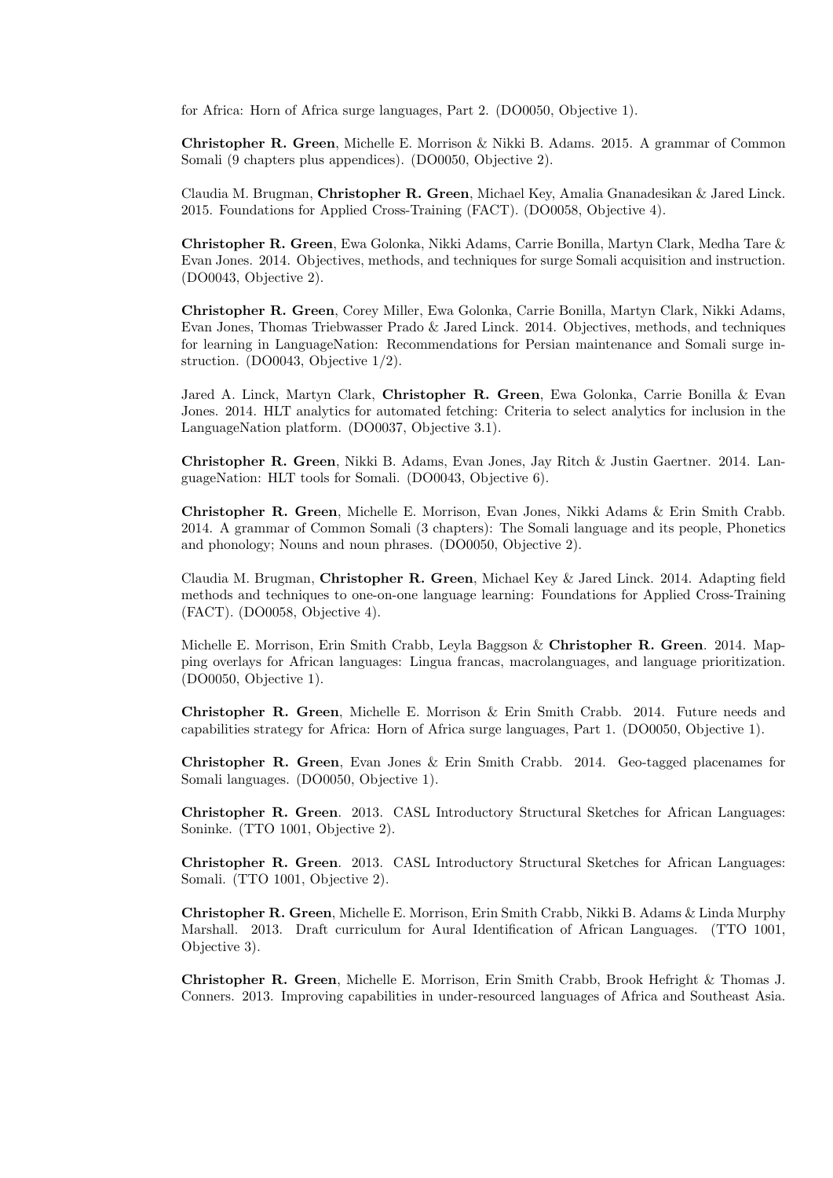for Africa: Horn of Africa surge languages, Part 2. (DO0050, Objective 1).

**Christopher R. Green**, Michelle E. Morrison & Nikki B. Adams. 2015. A grammar of Common Somali (9 chapters plus appendices). (DO0050, Objective 2).

Claudia M. Brugman, **Christopher R. Green**, Michael Key, Amalia Gnanadesikan & Jared Linck. 2015. Foundations for Applied Cross-Training (FACT). (DO0058, Objective 4).

**Christopher R. Green**, Ewa Golonka, Nikki Adams, Carrie Bonilla, Martyn Clark, Medha Tare & Evan Jones. 2014. Objectives, methods, and techniques for surge Somali acquisition and instruction. (DO0043, Objective 2).

**Christopher R. Green**, Corey Miller, Ewa Golonka, Carrie Bonilla, Martyn Clark, Nikki Adams, Evan Jones, Thomas Triebwasser Prado & Jared Linck. 2014. Objectives, methods, and techniques for learning in LanguageNation: Recommendations for Persian maintenance and Somali surge instruction. (DO0043, Objective 1/2).

Jared A. Linck, Martyn Clark, **Christopher R. Green**, Ewa Golonka, Carrie Bonilla & Evan Jones. 2014. HLT analytics for automated fetching: Criteria to select analytics for inclusion in the LanguageNation platform. (DO0037, Objective 3.1).

**Christopher R. Green**, Nikki B. Adams, Evan Jones, Jay Ritch & Justin Gaertner. 2014. LanguageNation: HLT tools for Somali. (DO0043, Objective 6).

**Christopher R. Green**, Michelle E. Morrison, Evan Jones, Nikki Adams & Erin Smith Crabb. 2014. A grammar of Common Somali (3 chapters): The Somali language and its people, Phonetics and phonology; Nouns and noun phrases. (DO0050, Objective 2).

Claudia M. Brugman, **Christopher R. Green**, Michael Key & Jared Linck. 2014. Adapting field methods and techniques to one-on-one language learning: Foundations for Applied Cross-Training (FACT). (DO0058, Objective 4).

Michelle E. Morrison, Erin Smith Crabb, Leyla Baggson & **Christopher R. Green**. 2014. Mapping overlays for African languages: Lingua francas, macrolanguages, and language prioritization. (DO0050, Objective 1).

**Christopher R. Green**, Michelle E. Morrison & Erin Smith Crabb. 2014. Future needs and capabilities strategy for Africa: Horn of Africa surge languages, Part 1. (DO0050, Objective 1).

**Christopher R. Green**, Evan Jones & Erin Smith Crabb. 2014. Geo-tagged placenames for Somali languages. (DO0050, Objective 1).

**Christopher R. Green**. 2013. CASL Introductory Structural Sketches for African Languages: Soninke. (TTO 1001, Objective 2).

**Christopher R. Green**. 2013. CASL Introductory Structural Sketches for African Languages: Somali. (TTO 1001, Objective 2).

**Christopher R. Green**, Michelle E. Morrison, Erin Smith Crabb, Nikki B. Adams & Linda Murphy Marshall. 2013. Draft curriculum for Aural Identification of African Languages. (TTO 1001, Objective 3).

**Christopher R. Green**, Michelle E. Morrison, Erin Smith Crabb, Brook Hefright & Thomas J. Conners. 2013. Improving capabilities in under-resourced languages of Africa and Southeast Asia.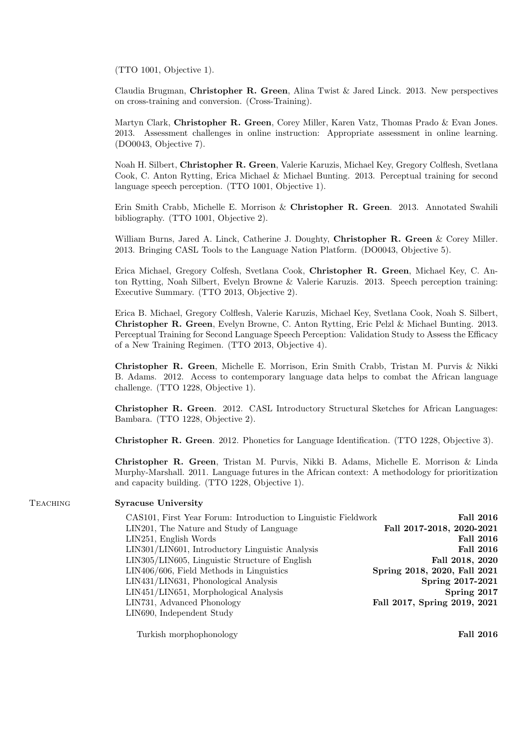(TTO 1001, Objective 1).

Claudia Brugman, **Christopher R. Green**, Alina Twist & Jared Linck. 2013. New perspectives on cross-training and conversion. (Cross-Training).

Martyn Clark, **Christopher R. Green**, Corey Miller, Karen Vatz, Thomas Prado & Evan Jones. 2013. Assessment challenges in online instruction: Appropriate assessment in online learning. (DO0043, Objective 7).

Noah H. Silbert, **Christopher R. Green**, Valerie Karuzis, Michael Key, Gregory Colflesh, Svetlana Cook, C. Anton Rytting, Erica Michael & Michael Bunting. 2013. Perceptual training for second language speech perception. (TTO 1001, Objective 1).

Erin Smith Crabb, Michelle E. Morrison & **Christopher R. Green**. 2013. Annotated Swahili bibliography. (TTO 1001, Objective 2).

William Burns, Jared A. Linck, Catherine J. Doughty, **Christopher R. Green** & Corey Miller. 2013. Bringing CASL Tools to the Language Nation Platform. (DO0043, Objective 5).

Erica Michael, Gregory Colfesh, Svetlana Cook, **Christopher R. Green**, Michael Key, C. Anton Rytting, Noah Silbert, Evelyn Browne & Valerie Karuzis. 2013. Speech perception training: Executive Summary. (TTO 2013, Objective 2).

Erica B. Michael, Gregory Colflesh, Valerie Karuzis, Michael Key, Svetlana Cook, Noah S. Silbert, **Christopher R. Green**, Evelyn Browne, C. Anton Rytting, Eric Pelzl & Michael Bunting. 2013. Perceptual Training for Second Language Speech Perception: Validation Study to Assess the Efficacy of a New Training Regimen. (TTO 2013, Objective 4).

**Christopher R. Green**, Michelle E. Morrison, Erin Smith Crabb, Tristan M. Purvis & Nikki B. Adams. 2012. Access to contemporary language data helps to combat the African language challenge. (TTO 1228, Objective 1).

**Christopher R. Green**. 2012. CASL Introductory Structural Sketches for African Languages: Bambara. (TTO 1228, Objective 2).

**Christopher R. Green**. 2012. Phonetics for Language Identification. (TTO 1228, Objective 3).

**Christopher R. Green**, Tristan M. Purvis, Nikki B. Adams, Michelle E. Morrison & Linda Murphy-Marshall. 2011. Language futures in the African context: A methodology for prioritization and capacity building. (TTO 1228, Objective 1).

## Teaching

**Syracuse University**

| Course | Term |
|---|---|
| CAS101, First Year Forum: Introduction to Linguistic Fieldwork | **Fall 2016** |
| LIN201, The Nature and Study of Language | **Fall 2017-2018, 2020-2021** |
| LIN251, English Words | **Fall 2016** |
| LIN301/LIN601, Introductory Linguistic Analysis | **Fall 2016** |
| LIN305/LIN605, Linguistic Structure of English | **Fall 2018, 2020** |
| LIN406/606, Field Methods in Linguistics | **Spring 2018, 2020, Fall 2021** |
| LIN431/LIN631, Phonological Analysis | **Spring 2017-2021** |
| LIN451/LIN651, Morphological Analysis | **Spring 2017** |
| LIN731, Advanced Phonology | **Fall 2017, Spring 2019, 2021** |
| LIN690, Independent Study | |
| Turkish morphophonology | **Fall 2016** |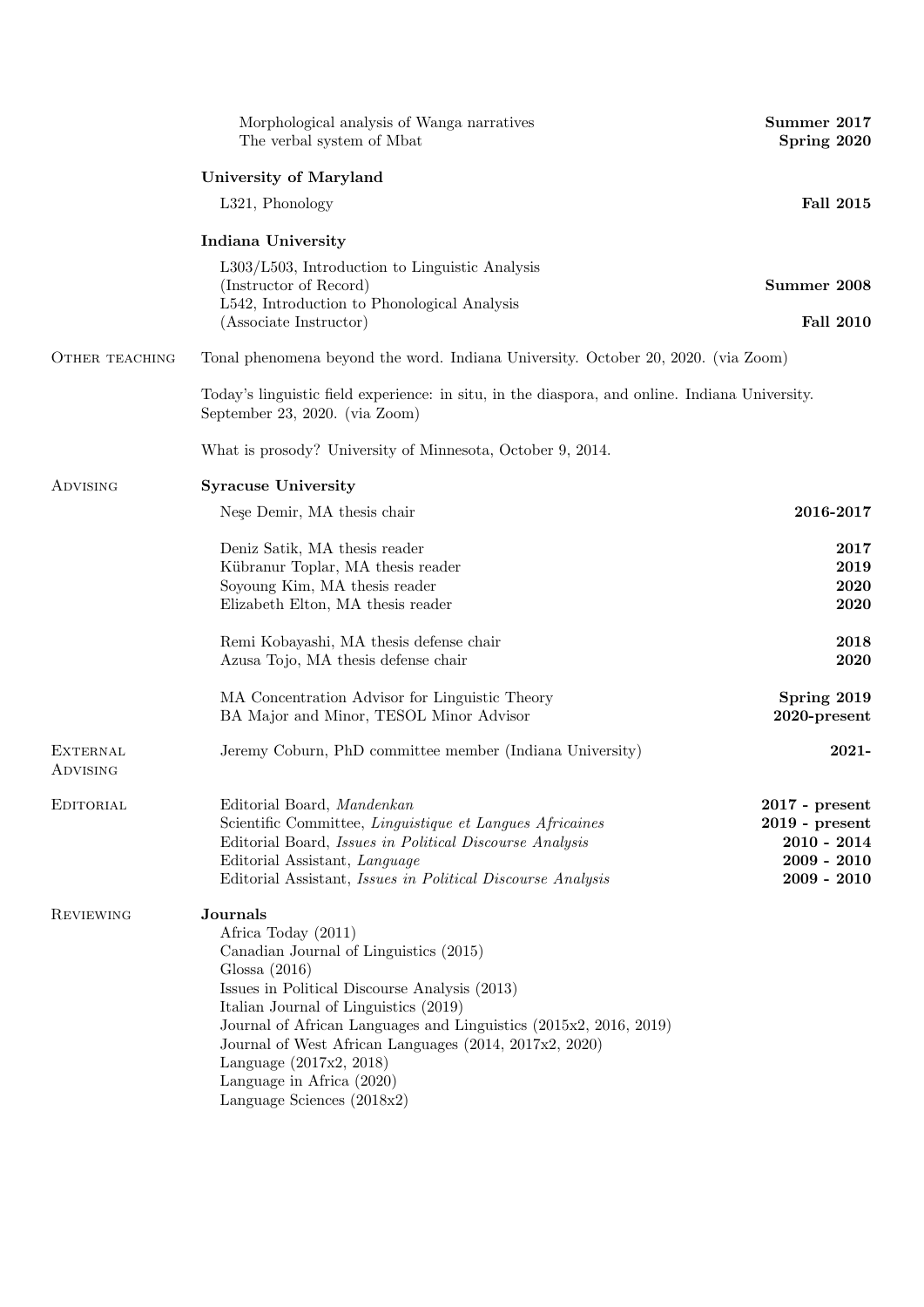Morphological analysis of Wanga narratives **Summer 2017**
The verbal system of Mbat **Spring 2020**

**University of Maryland**

L321, Phonology **Fall 2015**

**Indiana University**

L303/L503, Introduction to Linguistic Analysis
(Instructor of Record) **Summer 2008**
L542, Introduction to Phonological Analysis
(Associate Instructor) **Fall 2010**

## Other teaching

Tonal phenomena beyond the word. Indiana University. October 20, 2020. (via Zoom)

Today's linguistic field experience: in situ, in the diaspora, and online. Indiana University. September 23, 2020. (via Zoom)

What is prosody? University of Minnesota, October 9, 2014.

## Advising

**Syracuse University**

Neşe Demir, MA thesis chair **2016-2017**

Deniz Satik, MA thesis reader **2017**
Kübranur Toplar, MA thesis reader **2019**
Soyoung Kim, MA thesis reader **2020**
Elizabeth Elton, MA thesis reader **2020**

Remi Kobayashi, MA thesis defense chair **2018**
Azusa Tojo, MA thesis defense chair **2020**

MA Concentration Advisor for Linguistic Theory **Spring 2019**
BA Major and Minor, TESOL Minor Advisor **2020-present**

## External Advising

Jeremy Coburn, PhD committee member (Indiana University) **2021-**

## Editorial

Editorial Board, *Mandenkan* **2017 - present**
Scientific Committee, *Linguistique et Langues Africaines* **2019 - present**
Editorial Board, *Issues in Political Discourse Analysis* **2010 - 2014**
Editorial Assistant, *Language* **2009 - 2010**
Editorial Assistant, *Issues in Political Discourse Analysis* **2009 - 2010**

## Reviewing

**Journals**

Africa Today (2011)
Canadian Journal of Linguistics (2015)
Glossa (2016)
Issues in Political Discourse Analysis (2013)
Italian Journal of Linguistics (2019)
Journal of African Languages and Linguistics (2015x2, 2016, 2019)
Journal of West African Languages (2014, 2017x2, 2020)
Language (2017x2, 2018)
Language in Africa (2020)
Language Sciences (2018x2)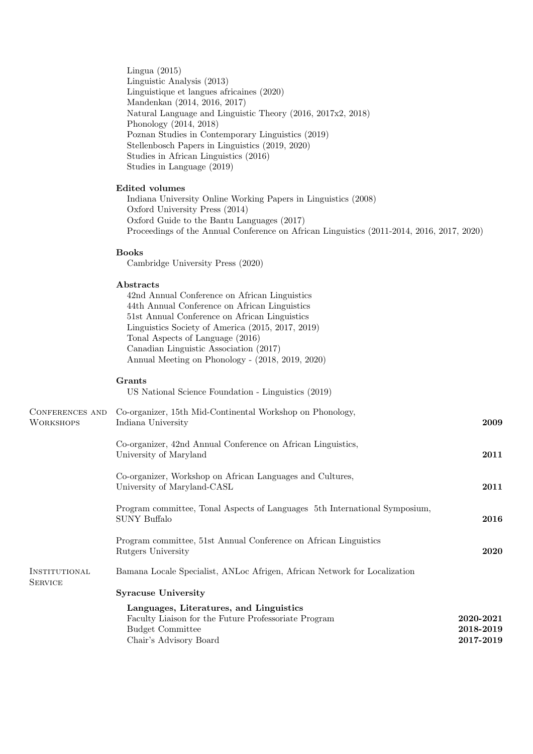Lingua (2015)
Linguistic Analysis (2013)
Linguistique et langues africaines (2020)
Mandenkan (2014, 2016, 2017)
Natural Language and Linguistic Theory (2016, 2017x2, 2018)
Phonology (2014, 2018)
Poznan Studies in Contemporary Linguistics (2019)
Stellenbosch Papers in Linguistics (2019, 2020)
Studies in African Linguistics (2016)
Studies in Language (2019)

**Edited volumes**
Indiana University Online Working Papers in Linguistics (2008)
Oxford University Press (2014)
Oxford Guide to the Bantu Languages (2017)
Proceedings of the Annual Conference on African Linguistics (2011-2014, 2016, 2017, 2020)

**Books**
Cambridge University Press (2020)

**Abstracts**
42nd Annual Conference on African Linguistics
44th Annual Conference on African Linguistics
51st Annual Conference on African Linguistics
Linguistics Society of America (2015, 2017, 2019)
Tonal Aspects of Language (2016)
Canadian Linguistic Association (2017)
Annual Meeting on Phonology - (2018, 2019, 2020)

**Grants**
US National Science Foundation - Linguistics (2019)

## Conferences and Workshops

Co-organizer, 15th Mid-Continental Workshop on Phonology, Indiana University — **2009**

Co-organizer, 42nd Annual Conference on African Linguistics, University of Maryland — **2011**

Co-organizer, Workshop on African Languages and Cultures, University of Maryland-CASL — **2011**

Program committee, Tonal Aspects of Languages 5th International Symposium, SUNY Buffalo — **2016**

Program committee, 51st Annual Conference on African Linguistics Rutgers University — **2020**

## Institutional Service

Bamana Locale Specialist, ANLoc Afrigen, African Network for Localization

**Syracuse University**

**Languages, Literatures, and Linguistics**
Faculty Liaison for the Future Professoriate Program — **2020-2021**
Budget Committee — **2018-2019**
Chair's Advisory Board — **2017-2019**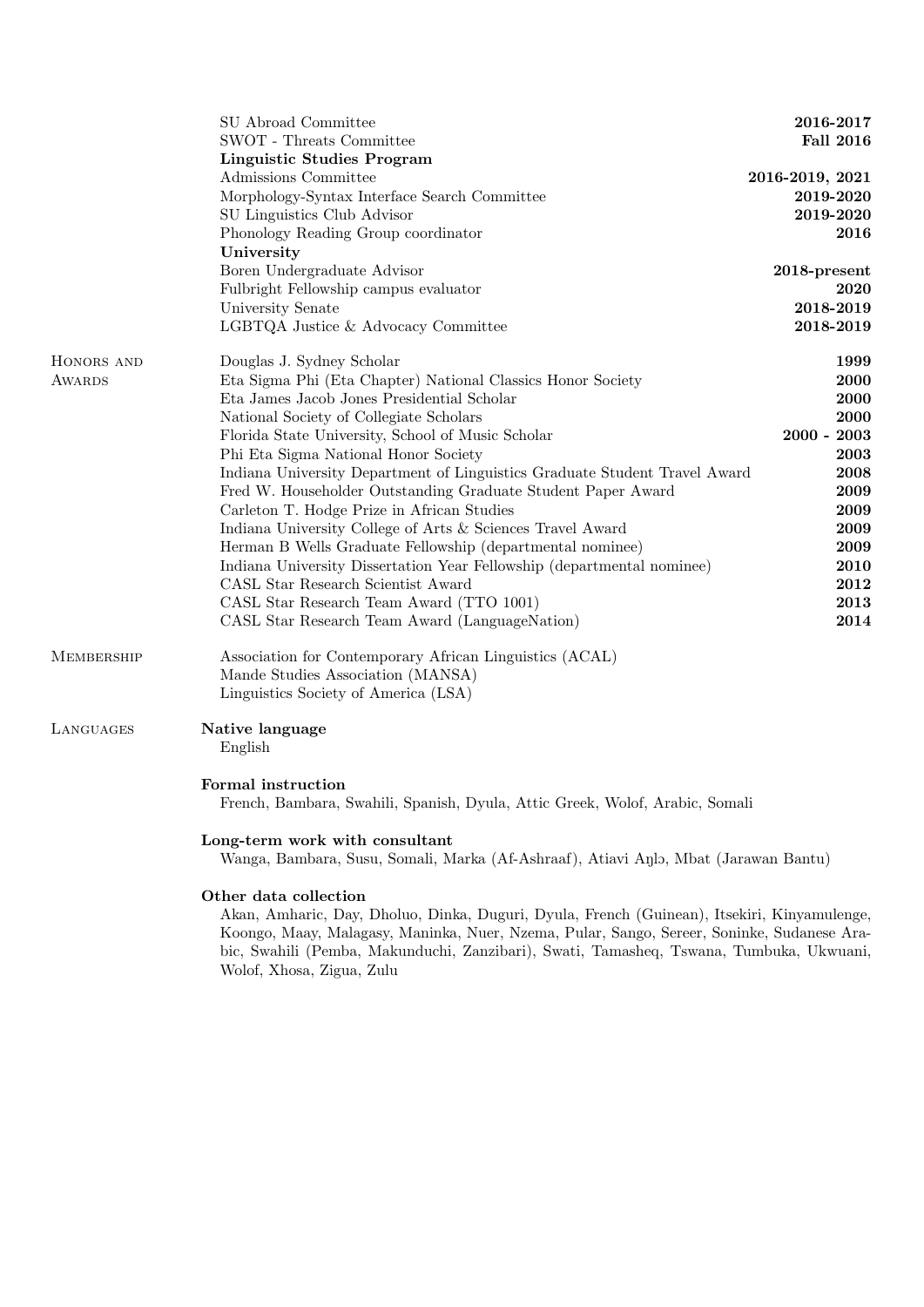| | |
|---|---|
| SU Abroad Committee | **2016-2017** |
| SWOT - Threats Committee | **Fall 2016** |
| **Linguistic Studies Program** | |
| Admissions Committee | **2016-2019, 2021** |
| Morphology-Syntax Interface Search Committee | **2019-2020** |
| SU Linguistics Club Advisor | **2019-2020** |
| Phonology Reading Group coordinator | **2016** |
| **University** | |
| Boren Undergraduate Advisor | **2018-present** |
| Fulbright Fellowship campus evaluator | **2020** |
| University Senate | **2018-2019** |
| LGBTQA Justice & Advocacy Committee | **2018-2019** |

## Honors and Awards

| | |
|---|---|
| Douglas J. Sydney Scholar | **1999** |
| Eta Sigma Phi (Eta Chapter) National Classics Honor Society | **2000** |
| Eta James Jacob Jones Presidential Scholar | **2000** |
| National Society of Collegiate Scholars | **2000** |
| Florida State University, School of Music Scholar | **2000 - 2003** |
| Phi Eta Sigma National Honor Society | **2003** |
| Indiana University Department of Linguistics Graduate Student Travel Award | **2008** |
| Fred W. Householder Outstanding Graduate Student Paper Award | **2009** |
| Carleton T. Hodge Prize in African Studies | **2009** |
| Indiana University College of Arts & Sciences Travel Award | **2009** |
| Herman B Wells Graduate Fellowship (departmental nominee) | **2009** |
| Indiana University Dissertation Year Fellowship (departmental nominee) | **2010** |
| CASL Star Research Scientist Award | **2012** |
| CASL Star Research Team Award (TTO 1001) | **2013** |
| CASL Star Research Team Award (LanguageNation) | **2014** |

## Membership

Association for Contemporary African Linguistics (ACAL)
Mande Studies Association (MANSA)
Linguistics Society of America (LSA)

## Languages

**Native language**
English

**Formal instruction**
French, Bambara, Swahili, Spanish, Dyula, Attic Greek, Wolof, Arabic, Somali

**Long-term work with consultant**
Wanga, Bambara, Susu, Somali, Marka (Af-Ashraaf), Atiavi Aŋlɔ, Mbat (Jarawan Bantu)

**Other data collection**
Akan, Amharic, Day, Dholuo, Dinka, Duguri, Dyula, French (Guinean), Itsekiri, Kinyamulenge, Koongo, Maay, Malagasy, Maninka, Nuer, Nzema, Pular, Sango, Sereer, Soninke, Sudanese Arabic, Swahili (Pemba, Makunduchi, Zanzibari), Swati, Tamasheq, Tswana, Tumbuka, Ukwuani, Wolof, Xhosa, Zigua, Zulu